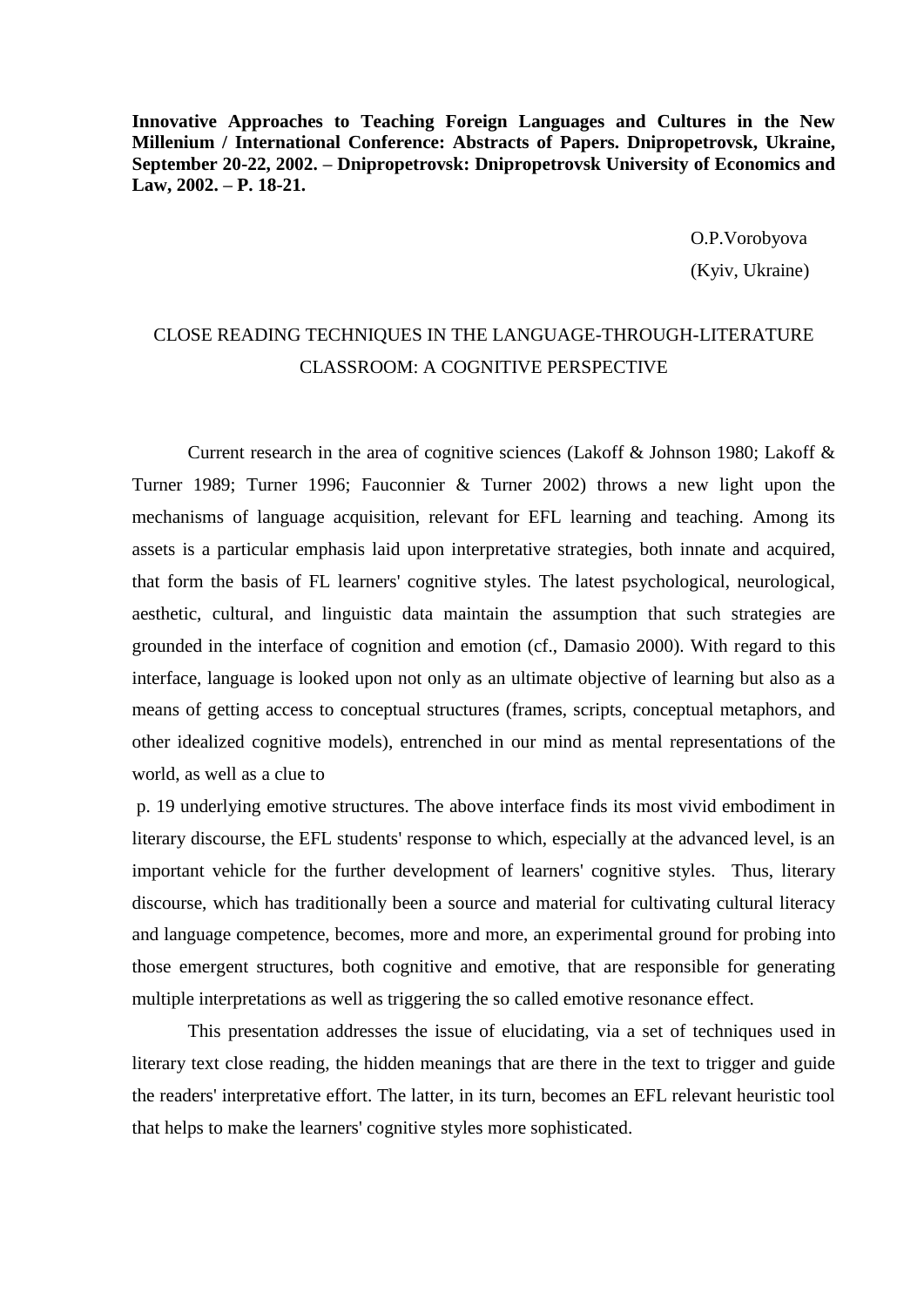**Innovative Approaches to Teaching Foreign Languages and Cultures in the New Millenium / International Conference: Abstracts of Papers. Dnipropetrovsk, Ukraine, September 20-22, 2002. – Dnipropetrovsk: Dnipropetrovsk University of Economics and Law, 2002. – P. 18-21.**

O.P.Vorobyova
(Kyiv, Ukraine)

# CLOSE READING TECHNIQUES IN THE LANGUAGE-THROUGH-LITERATURE CLASSROOM: A COGNITIVE PERSPECTIVE

Current research in the area of cognitive sciences (Lakoff & Johnson 1980; Lakoff & Turner 1989; Turner 1996; Fauconnier & Turner 2002) throws a new light upon the mechanisms of language acquisition, relevant for EFL learning and teaching. Among its assets is a particular emphasis laid upon interpretative strategies, both innate and acquired, that form the basis of FL learners' cognitive styles. The latest psychological, neurological, aesthetic, cultural, and linguistic data maintain the assumption that such strategies are grounded in the interface of cognition and emotion (cf., Damasio 2000). With regard to this interface, language is looked upon not only as an ultimate objective of learning but also as a means of getting access to conceptual structures (frames, scripts, conceptual metaphors, and other idealized cognitive models), entrenched in our mind as mental representations of the world, as well as a clue to
p. 19 underlying emotive structures. The above interface finds its most vivid embodiment in literary discourse, the EFL students' response to which, especially at the advanced level, is an important vehicle for the further development of learners' cognitive styles. Thus, literary discourse, which has traditionally been a source and material for cultivating cultural literacy and language competence, becomes, more and more, an experimental ground for probing into those emergent structures, both cognitive and emotive, that are responsible for generating multiple interpretations as well as triggering the so called emotive resonance effect.

This presentation addresses the issue of elucidating, via a set of techniques used in literary text close reading, the hidden meanings that are there in the text to trigger and guide the readers' interpretative effort. The latter, in its turn, becomes an EFL relevant heuristic tool that helps to make the learners' cognitive styles more sophisticated.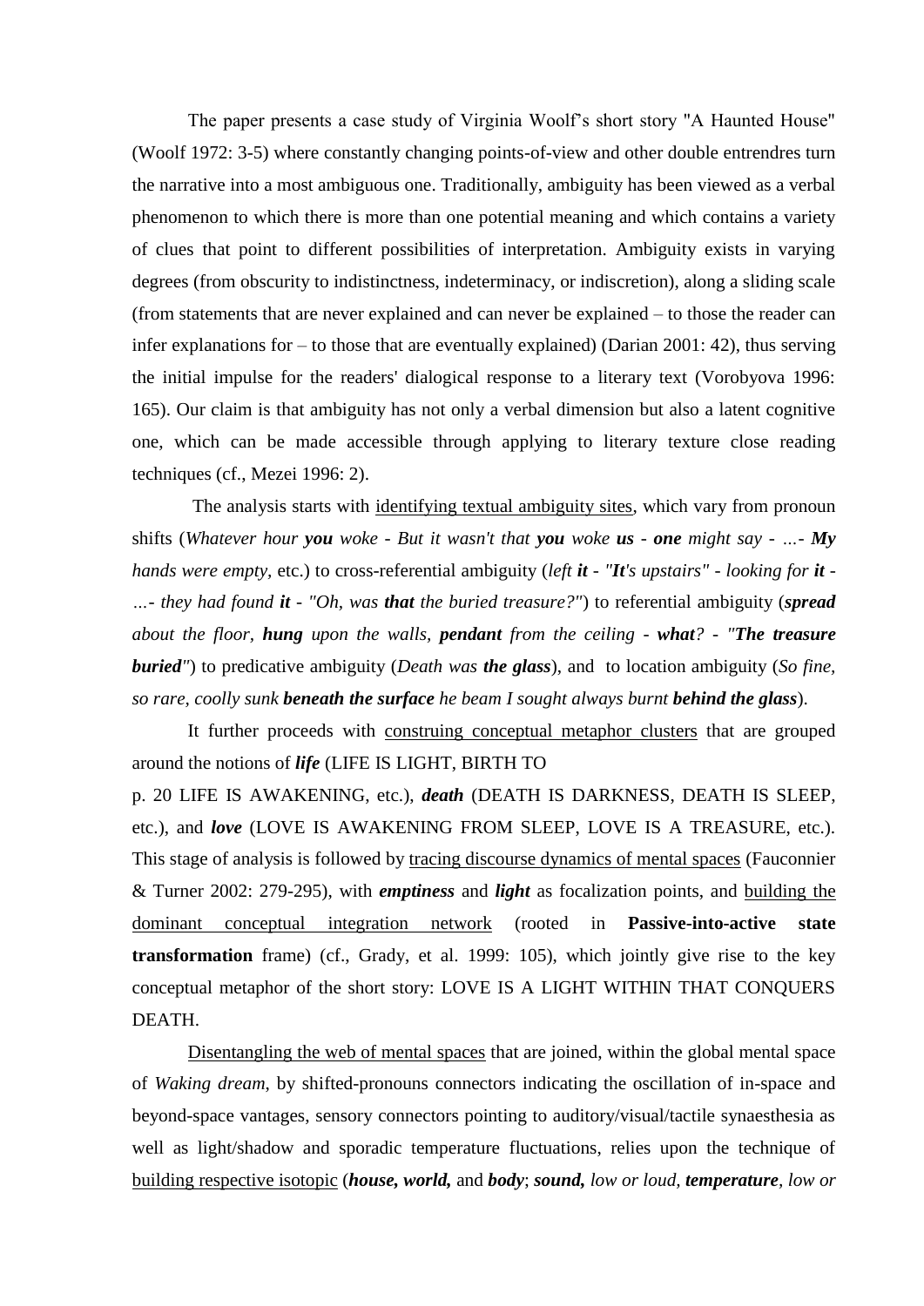The paper presents a case study of Virginia Woolf's short story "A Haunted House" (Woolf 1972: 3-5) where constantly changing points-of-view and other double entrendres turn the narrative into a most ambiguous one. Traditionally, ambiguity has been viewed as a verbal phenomenon to which there is more than one potential meaning and which contains a variety of clues that point to different possibilities of interpretation. Ambiguity exists in varying degrees (from obscurity to indistinctness, indeterminacy, or indiscretion), along a sliding scale (from statements that are never explained and can never be explained – to those the reader can infer explanations for – to those that are eventually explained) (Darian 2001: 42), thus serving the initial impulse for the readers' dialogical response to a literary text (Vorobyova 1996: 165). Our claim is that ambiguity has not only a verbal dimension but also a latent cognitive one, which can be made accessible through applying to literary texture close reading techniques (cf., Mezei 1996: 2).

The analysis starts with <u>identifying textual ambiguity sites</u>, which vary from pronoun shifts (*Whatever hour* ***you*** *woke - But it wasn't that* ***you*** *woke* ***us*** *-* ***one*** *might say - …-* ***My*** *hands were empty*, etc.) to cross-referential ambiguity (*left* ***it*** *- "****It****'s upstairs" - looking for* ***it*** *- …- they had found* ***it*** *- "Oh, was* ***that*** *the buried treasure?"*) to referential ambiguity (***spread*** *about the floor,* ***hung*** *upon the walls,* ***pendant*** *from the ceiling -* ***what****? - "****The treasure buried****"*) to predicative ambiguity (*Death was* ***the glass***), and to location ambiguity (*So fine, so rare, coolly sunk* ***beneath the surface*** *he beam I sought always burnt* ***behind the glass***).

It further proceeds with <u>construing conceptual metaphor clusters</u> that are grouped around the notions of ***life*** (LIFE IS LIGHT, BIRTH TO

p. 20 LIFE IS AWAKENING, etc.), ***death*** (DEATH IS DARKNESS, DEATH IS SLEEP, etc.), and ***love*** (LOVE IS AWAKENING FROM SLEEP, LOVE IS A TREASURE, etc.). This stage of analysis is followed by <u>tracing discourse dynamics of mental spaces</u> (Fauconnier & Turner 2002: 279-295), with ***emptiness*** and ***light*** as focalization points, and <u>building the dominant conceptual integration network</u> (rooted in **Passive-into-active state transformation** frame) (cf., Grady, et al. 1999: 105), which jointly give rise to the key conceptual metaphor of the short story: LOVE IS A LIGHT WITHIN THAT CONQUERS DEATH.

<u>Disentangling the web of mental spaces</u> that are joined, within the global mental space of *Waking dream*, by shifted-pronouns connectors indicating the oscillation of in-space and beyond-space vantages, sensory connectors pointing to auditory/visual/tactile synaesthesia as well as light/shadow and sporadic temperature fluctuations, relies upon the technique of <u>building respective isotopic</u> (***house, world,*** and ***body***; ***sound,*** *low or loud*, ***temperature***, *low or*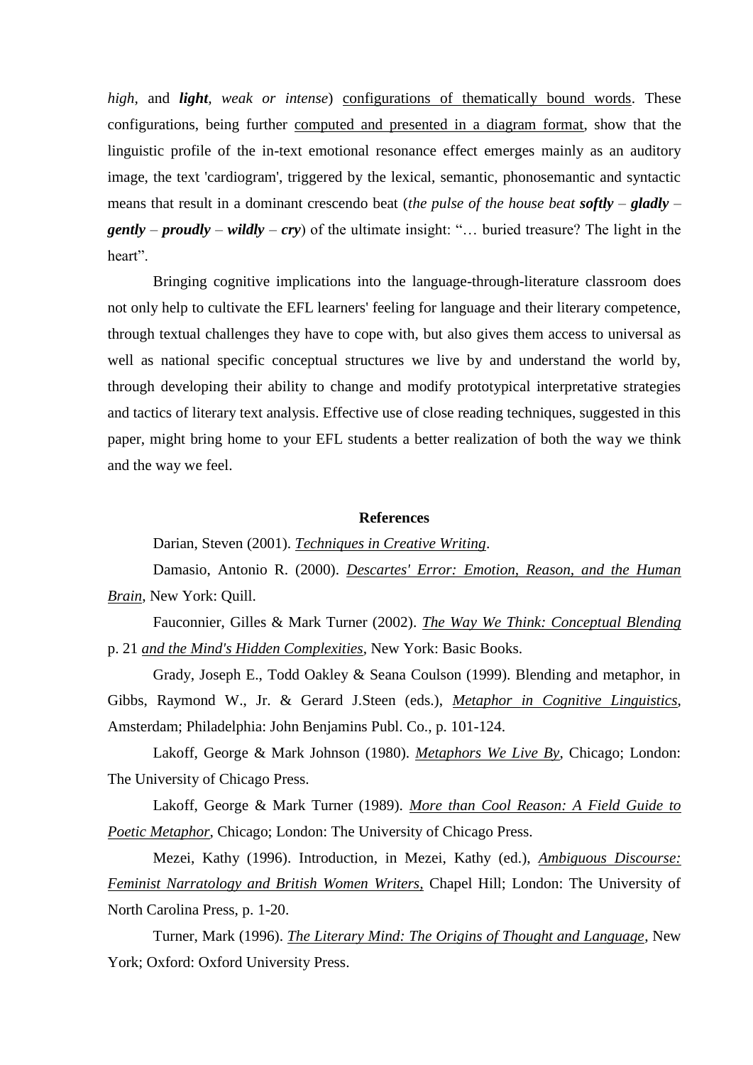*high*, and ***light***, *weak or intense*) configurations of thematically bound words. These configurations, being further computed and presented in a diagram format, show that the linguistic profile of the in-text emotional resonance effect emerges mainly as an auditory image, the text 'cardiogram', triggered by the lexical, semantic, phonosemantic and syntactic means that result in a dominant crescendo beat (*the pulse of the house beat* ***softly*** – ***gladly*** – ***gently*** – ***proudly*** – ***wildly*** – ***cry***) of the ultimate insight: "… buried treasure? The light in the heart".

Bringing cognitive implications into the language-through-literature classroom does not only help to cultivate the EFL learners' feeling for language and their literary competence, through textual challenges they have to cope with, but also gives them access to universal as well as national specific conceptual structures we live by and understand the world by, through developing their ability to change and modify prototypical interpretative strategies and tactics of literary text analysis. Effective use of close reading techniques, suggested in this paper, might bring home to your EFL students a better realization of both the way we think and the way we feel.

## References

Darian, Steven (2001). *Techniques in Creative Writing*.

Damasio, Antonio R. (2000). *Descartes' Error: Emotion, Reason, and the Human Brain*, New York: Quill.

Fauconnier, Gilles & Mark Turner (2002). *The Way We Think: Conceptual Blending* p. 21 *and the Mind's Hidden Complexities*, New York: Basic Books.

Grady, Joseph E., Todd Oakley & Seana Coulson (1999). Blending and metaphor, in Gibbs, Raymond W., Jr. & Gerard J.Steen (eds.), *Metaphor in Cognitive Linguistics*, Amsterdam; Philadelphia: John Benjamins Publ. Co., p. 101-124.

Lakoff, George & Mark Johnson (1980). *Metaphors We Live By*, Chicago; London: The University of Chicago Press.

Lakoff, George & Mark Turner (1989). *More than Cool Reason: A Field Guide to Poetic Metaphor*, Chicago; London: The University of Chicago Press.

Mezei, Kathy (1996). Introduction, in Mezei, Kathy (ed.), *Ambiguous Discourse: Feminist Narratology and British Women Writers*, Chapel Hill; London: The University of North Carolina Press, p. 1-20.

Turner, Mark (1996). *The Literary Mind: The Origins of Thought and Language*, New York; Oxford: Oxford University Press.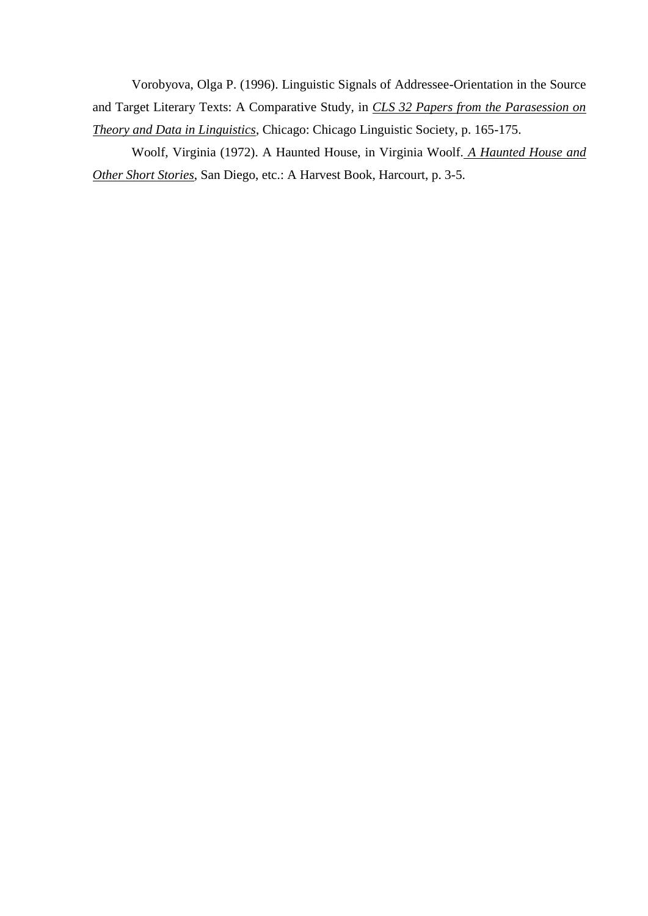Vorobyova, Olga P. (1996). Linguistic Signals of Addressee-Orientation in the Source and Target Literary Texts: A Comparative Study, in *CLS 32 Papers from the Parasession on Theory and Data in Linguistics*, Chicago: Chicago Linguistic Society, p. 165-175.

Woolf, Virginia (1972). A Haunted House, in Virginia Woolf. *A Haunted House and Other Short Stories*, San Diego, etc.: A Harvest Book, Harcourt, p. 3-5.